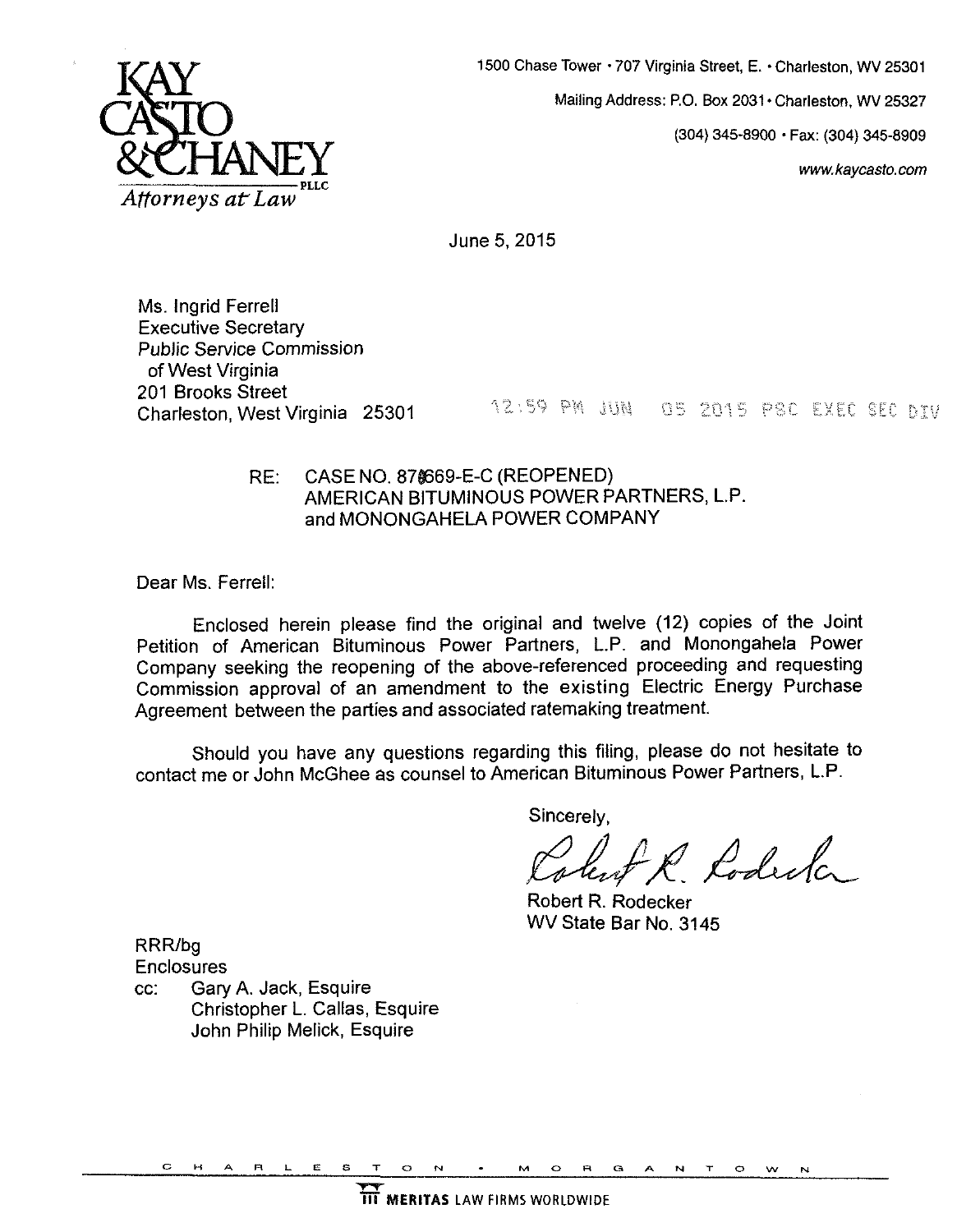KAY CASTO & CHANEY PLLC
*Attorneys at Law*

1500 Chase Tower • 707 Virginia Street, E. • Charleston, WV 25301

Mailing Address: P.O. Box 2031 • Charleston, WV 25327

(304) 345-8900 • Fax: (304) 345-8909

*www.kaycasto.com*

June 5, 2015

Ms. Ingrid Ferrell
Executive Secretary
*Public Service Commission*
of West Virginia
201 Brooks Street
Charleston, West Virginia 25301

12:59 PM JUN 05 2015 PSC EXEC SEC DIV

RE: CASE NO. 878669-E-C (REOPENED)
AMERICAN BITUMINOUS POWER PARTNERS, L.P.
and MONONGAHELA POWER COMPANY

Dear Ms. Ferrell:

Enclosed herein please find the original and twelve (12) copies of the Joint Petition of American Bituminous Power Partners, L.P. and Monongahela Power Company seeking the reopening of the above-referenced proceeding and requesting Commission approval of an amendment to the existing Electric Energy Purchase Agreement between the parties and associated ratemaking treatment.

Should you have any questions regarding this filing, please do not hesitate to contact me or John McGhee as counsel to American Bituminous Power Partners, L.P.

Sincerely,

Robert R. Rodecker
WV State Bar No. 3145

RRR/bg
Enclosures
cc: Gary A. Jack, Esquire
Christopher L. Callas, Esquire
John Philip Melick, Esquire

CHARLESTON • MORGANTOWN

MERITAS LAW FIRMS WORLDWIDE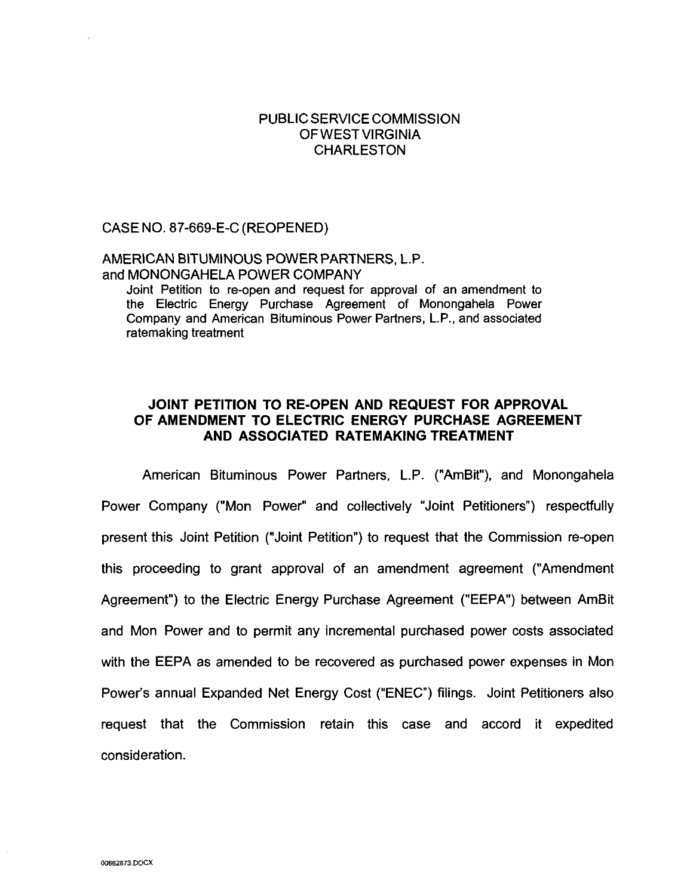PUBLIC SERVICE COMMISSION
OF WEST VIRGINIA
CHARLESTON

CASE NO. 87-669-E-C (REOPENED)

AMERICAN BITUMINOUS POWER PARTNERS, L.P.
and MONONGAHELA POWER COMPANY

Joint Petition to re-open and request for approval of an amendment to the Electric Energy Purchase Agreement of Monongahela Power Company and American Bituminous Power Partners, L.P., and associated ratemaking treatment

## JOINT PETITION TO RE-OPEN AND REQUEST FOR APPROVAL OF AMENDMENT TO ELECTRIC ENERGY PURCHASE AGREEMENT AND ASSOCIATED RATEMAKING TREATMENT

American Bituminous Power Partners, L.P. ("AmBit"), and Monongahela Power Company ("Mon Power" and collectively "Joint Petitioners") respectfully present this Joint Petition ("Joint Petition") to request that the Commission re-open this proceeding to grant approval of an amendment agreement ("Amendment Agreement") to the Electric Energy Purchase Agreement ("EEPA") between AmBit and Mon Power and to permit any incremental purchased power costs associated with the EEPA as amended to be recovered as purchased power expenses in Mon Power's annual Expanded Net Energy Cost ("ENEC") filings. Joint Petitioners also request that the Commission retain this case and accord it expedited consideration.

00662873.DOCX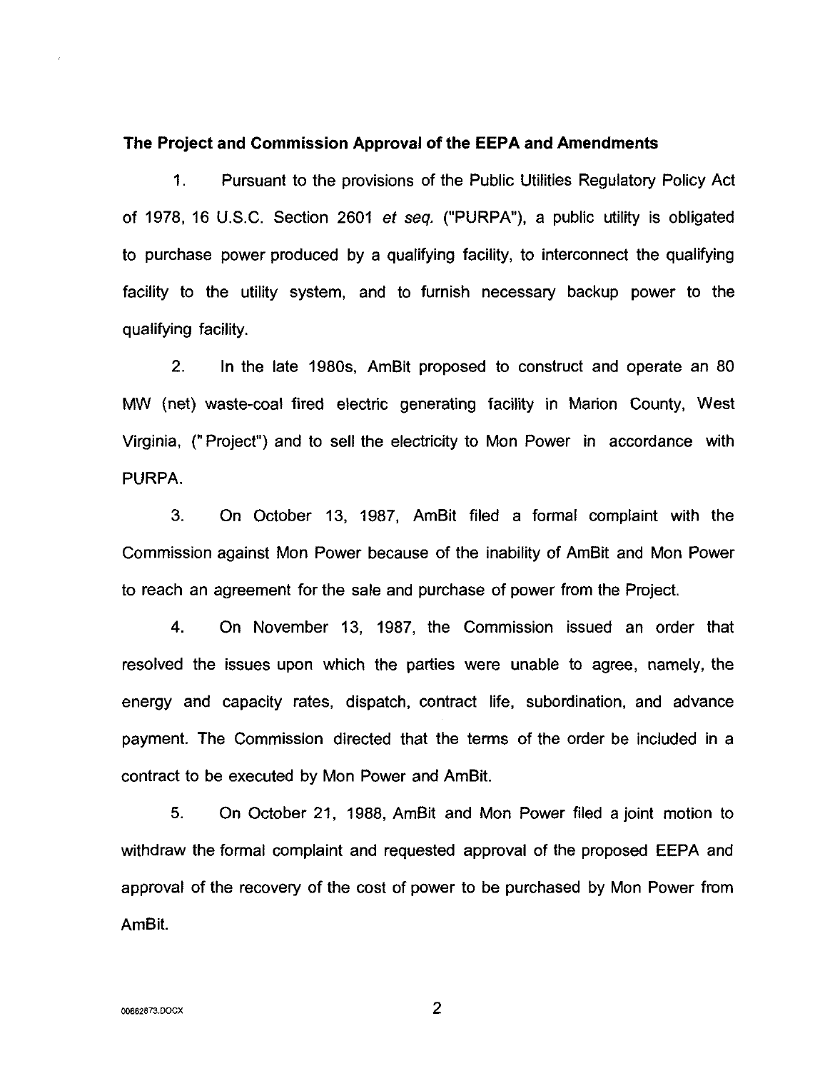**The Project and Commission Approval of the EEPA and Amendments**

1. Pursuant to the provisions of the Public Utilities Regulatory Policy Act of 1978, 16 U.S.C. Section 2601 *et seq.* ("PURPA"), a public utility is obligated to purchase power produced by a qualifying facility, to interconnect the qualifying facility to the utility system, and to furnish necessary backup power to the qualifying facility.

2. In the late 1980s, AmBit proposed to construct and operate an 80 MW (net) waste-coal fired electric generating facility in Marion County, West Virginia, ("Project") and to sell the electricity to Mon Power in accordance with PURPA.

3. On October 13, 1987, AmBit filed a formal complaint with the Commission against Mon Power because of the inability of AmBit and Mon Power to reach an agreement for the sale and purchase of power from the Project.

4. On November 13, 1987, the Commission issued an order that resolved the issues upon which the parties were unable to agree, namely, the energy and capacity rates, dispatch, contract life, subordination, and advance payment. The Commission directed that the terms of the order be included in a contract to be executed by Mon Power and AmBit.

5. On October 21, 1988, AmBit and Mon Power filed a joint motion to withdraw the formal complaint and requested approval of the proposed EEPA and approval of the recovery of the cost of power to be purchased by Mon Power from AmBit.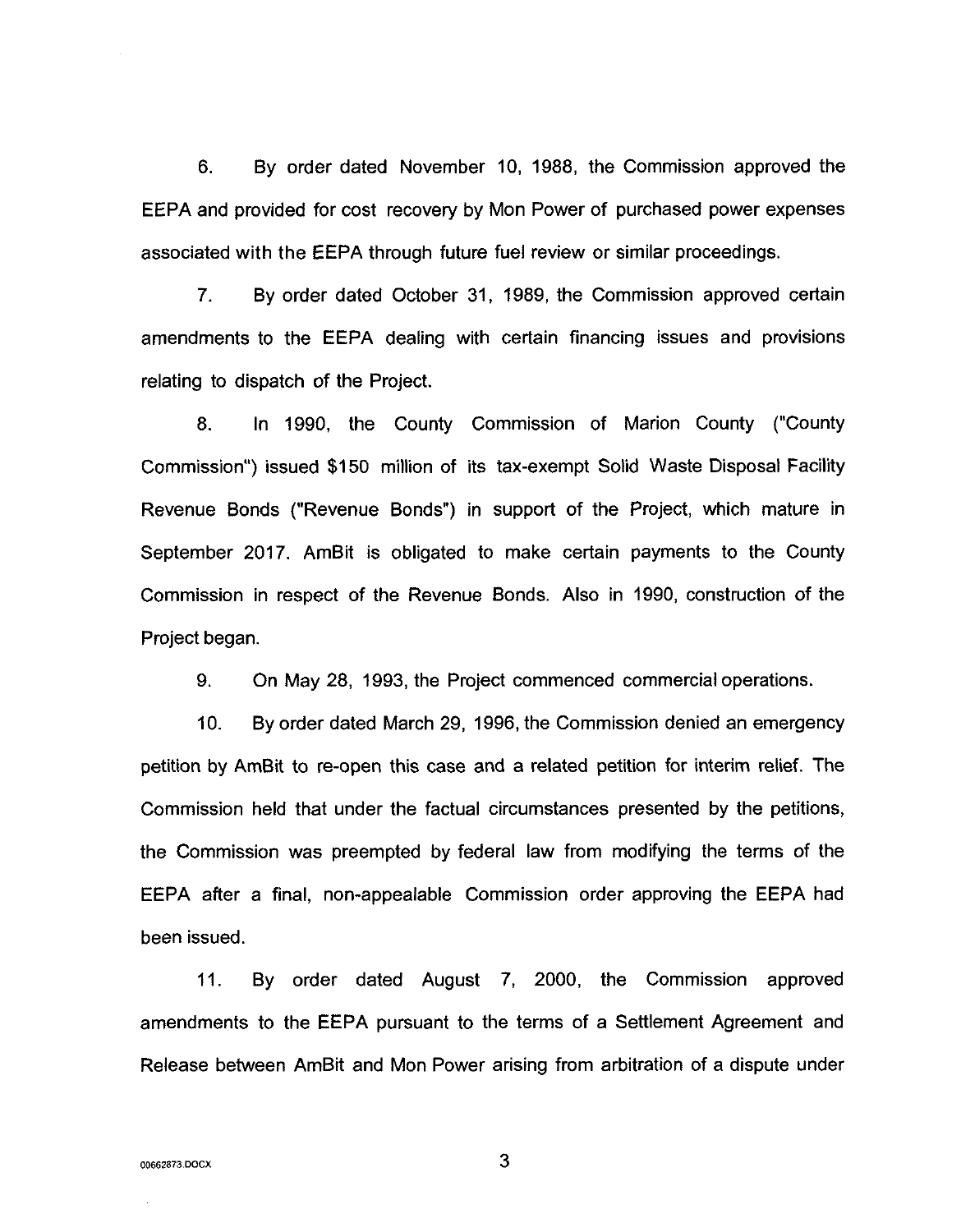6. By order dated November 10, 1988, the Commission approved the EEPA and provided for cost recovery by Mon Power of purchased power expenses associated with the EEPA through future fuel review or similar proceedings.

7. By order dated October 31, 1989, the Commission approved certain amendments to the EEPA dealing with certain financing issues and provisions relating to dispatch of the Project.

8. In 1990, the County Commission of Marion County ("County Commission") issued $150 million of its tax-exempt Solid Waste Disposal Facility Revenue Bonds ("Revenue Bonds") in support of the Project, which mature in September 2017. AmBit is obligated to make certain payments to the County Commission in respect of the Revenue Bonds. Also in 1990, construction of the Project began.

9. On May 28, 1993, the Project commenced commercial operations.

10. By order dated March 29, 1996, the Commission denied an emergency petition by AmBit to re-open this case and a related petition for interim relief. The Commission held that under the factual circumstances presented by the petitions, the Commission was preempted by federal law from modifying the terms of the EEPA after a final, non-appealable Commission order approving the EEPA had been issued.

11. By order dated August 7, 2000, the Commission approved amendments to the EEPA pursuant to the terms of a Settlement Agreement and Release between AmBit and Mon Power arising from arbitration of a dispute under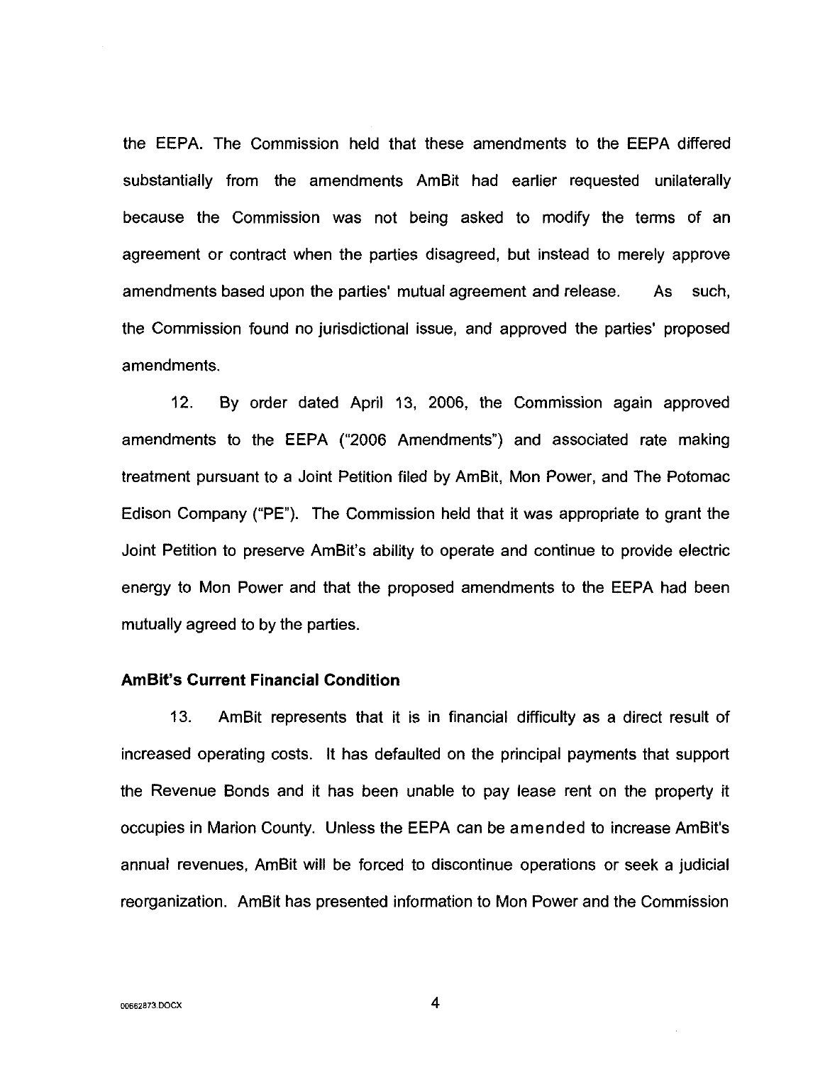the EEPA. The Commission held that these amendments to the EEPA differed substantially from the amendments AmBit had earlier requested unilaterally because the Commission was not being asked to modify the terms of an agreement or contract when the parties disagreed, but instead to merely approve amendments based upon the parties' mutual agreement and release. As such, the Commission found no jurisdictional issue, and approved the parties' proposed amendments.

12. By order dated April 13, 2006, the Commission again approved amendments to the EEPA ("2006 Amendments") and associated rate making treatment pursuant to a Joint Petition filed by AmBit, Mon Power, and The Potomac Edison Company ("PE"). The Commission held that it was appropriate to grant the Joint Petition to preserve AmBit's ability to operate and continue to provide electric energy to Mon Power and that the proposed amendments to the EEPA had been mutually agreed to by the parties.

**AmBit's Current Financial Condition**

13. AmBit represents that it is in financial difficulty as a direct result of increased operating costs. It has defaulted on the principal payments that support the Revenue Bonds and it has been unable to pay lease rent on the property it occupies in Marion County. Unless the EEPA can be amended to increase AmBit's annual revenues, AmBit will be forced to discontinue operations or seek a judicial reorganization. AmBit has presented information to Mon Power and the Commission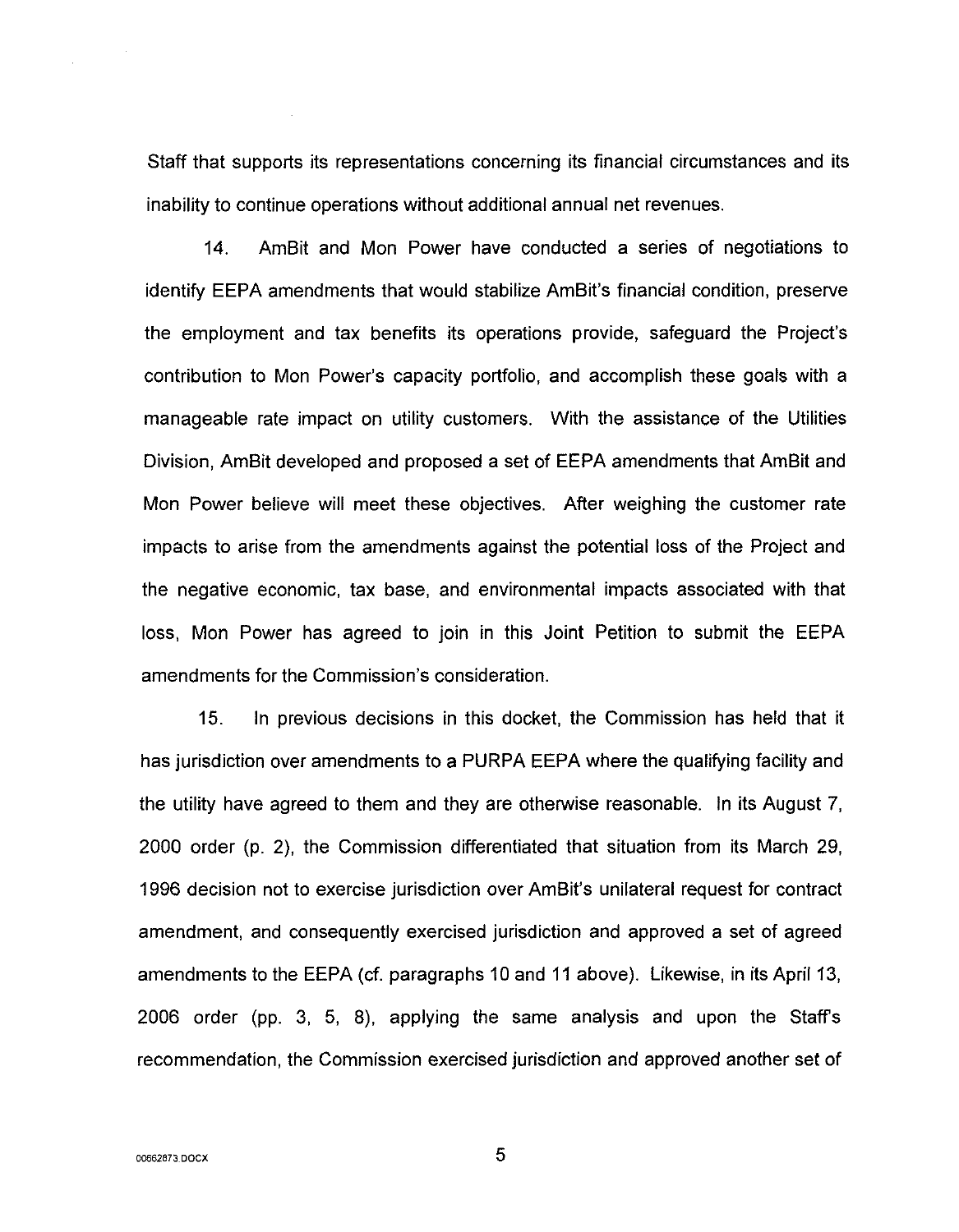Staff that supports its representations concerning its financial circumstances and its inability to continue operations without additional annual net revenues.

14. AmBit and Mon Power have conducted a series of negotiations to identify EEPA amendments that would stabilize AmBit's financial condition, preserve the employment and tax benefits its operations provide, safeguard the Project's contribution to Mon Power's capacity portfolio, and accomplish these goals with a manageable rate impact on utility customers. With the assistance of the Utilities Division, AmBit developed and proposed a set of EEPA amendments that AmBit and Mon Power believe will meet these objectives. After weighing the customer rate impacts to arise from the amendments against the potential loss of the Project and the negative economic, tax base, and environmental impacts associated with that loss, Mon Power has agreed to join in this Joint Petition to submit the EEPA amendments for the Commission's consideration.

15. In previous decisions in this docket, the Commission has held that it has jurisdiction over amendments to a PURPA EEPA where the qualifying facility and the utility have agreed to them and they are otherwise reasonable. In its August 7, 2000 order (p. 2), the Commission differentiated that situation from its March 29, 1996 decision not to exercise jurisdiction over AmBit's unilateral request for contract amendment, and consequently exercised jurisdiction and approved a set of agreed amendments to the EEPA (cf. paragraphs 10 and 11 above). Likewise, in its April 13, 2006 order (pp. 3, 5, 8), applying the same analysis and upon the Staff's recommendation, the Commission exercised jurisdiction and approved another set of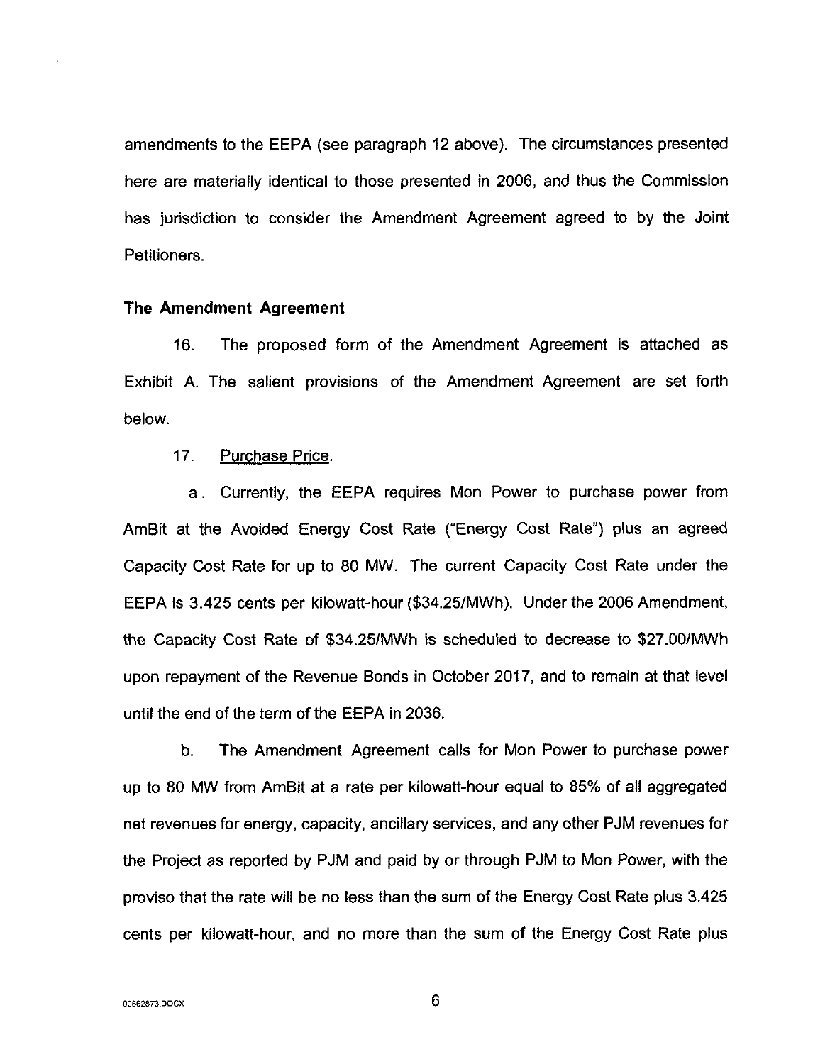amendments to the EEPA (see paragraph 12 above). The circumstances presented here are materially identical to those presented in 2006, and thus the Commission has jurisdiction to consider the Amendment Agreement agreed to by the Joint Petitioners.

**The Amendment Agreement**

16. The proposed form of the Amendment Agreement is attached as Exhibit A. The salient provisions of the Amendment Agreement are set forth below.

17. Purchase Price.

a. Currently, the EEPA requires Mon Power to purchase power from AmBit at the Avoided Energy Cost Rate ("Energy Cost Rate") plus an agreed Capacity Cost Rate for up to 80 MW. The current Capacity Cost Rate under the EEPA is 3.425 cents per kilowatt-hour ($34.25/MWh). Under the 2006 Amendment, the Capacity Cost Rate of $34.25/MWh is scheduled to decrease to $27.00/MWh upon repayment of the Revenue Bonds in October 2017, and to remain at that level until the end of the term of the EEPA in 2036.

b. The Amendment Agreement calls for Mon Power to purchase power up to 80 MW from AmBit at a rate per kilowatt-hour equal to 85% of all aggregated net revenues for energy, capacity, ancillary services, and any other PJM revenues for the Project as reported by PJM and paid by or through PJM to Mon Power, with the proviso that the rate will be no less than the sum of the Energy Cost Rate plus 3.425 cents per kilowatt-hour, and no more than the sum of the Energy Cost Rate plus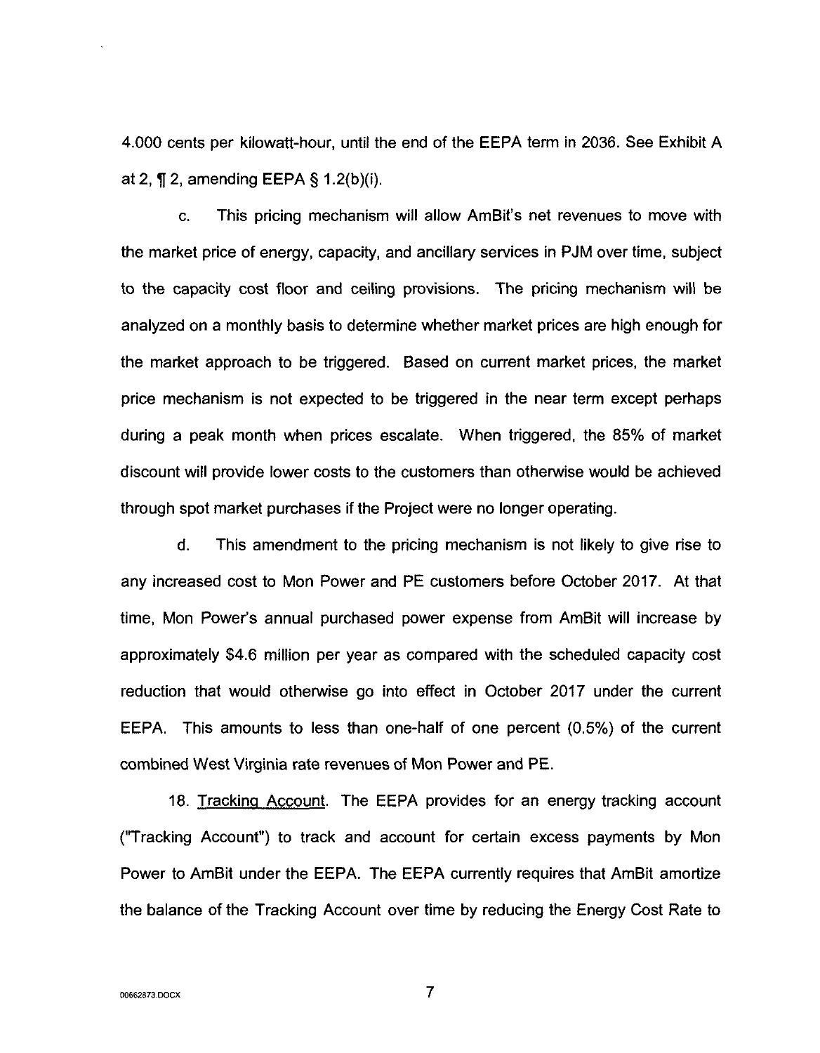4.000 cents per kilowatt-hour, until the end of the EEPA term in 2036. See Exhibit A at 2, ¶ 2, amending EEPA § 1.2(b)(i).

c. This pricing mechanism will allow AmBit's net revenues to move with the market price of energy, capacity, and ancillary services in PJM over time, subject to the capacity cost floor and ceiling provisions. The pricing mechanism will be analyzed on a monthly basis to determine whether market prices are high enough for the market approach to be triggered. Based on current market prices, the market price mechanism is not expected to be triggered in the near term except perhaps during a peak month when prices escalate. When triggered, the 85% of market discount will provide lower costs to the customers than otherwise would be achieved through spot market purchases if the Project were no longer operating.

d. This amendment to the pricing mechanism is not likely to give rise to any increased cost to Mon Power and PE customers before October 2017. At that time, Mon Power's annual purchased power expense from AmBit will increase by approximately $4.6 million per year as compared with the scheduled capacity cost reduction that would otherwise go into effect in October 2017 under the current EEPA. This amounts to less than one-half of one percent (0.5%) of the current combined West Virginia rate revenues of Mon Power and PE.

18. <u>Tracking Account</u>. The EEPA provides for an energy tracking account ("Tracking Account") to track and account for certain excess payments by Mon Power to AmBit under the EEPA. The EEPA currently requires that AmBit amortize the balance of the Tracking Account over time by reducing the Energy Cost Rate to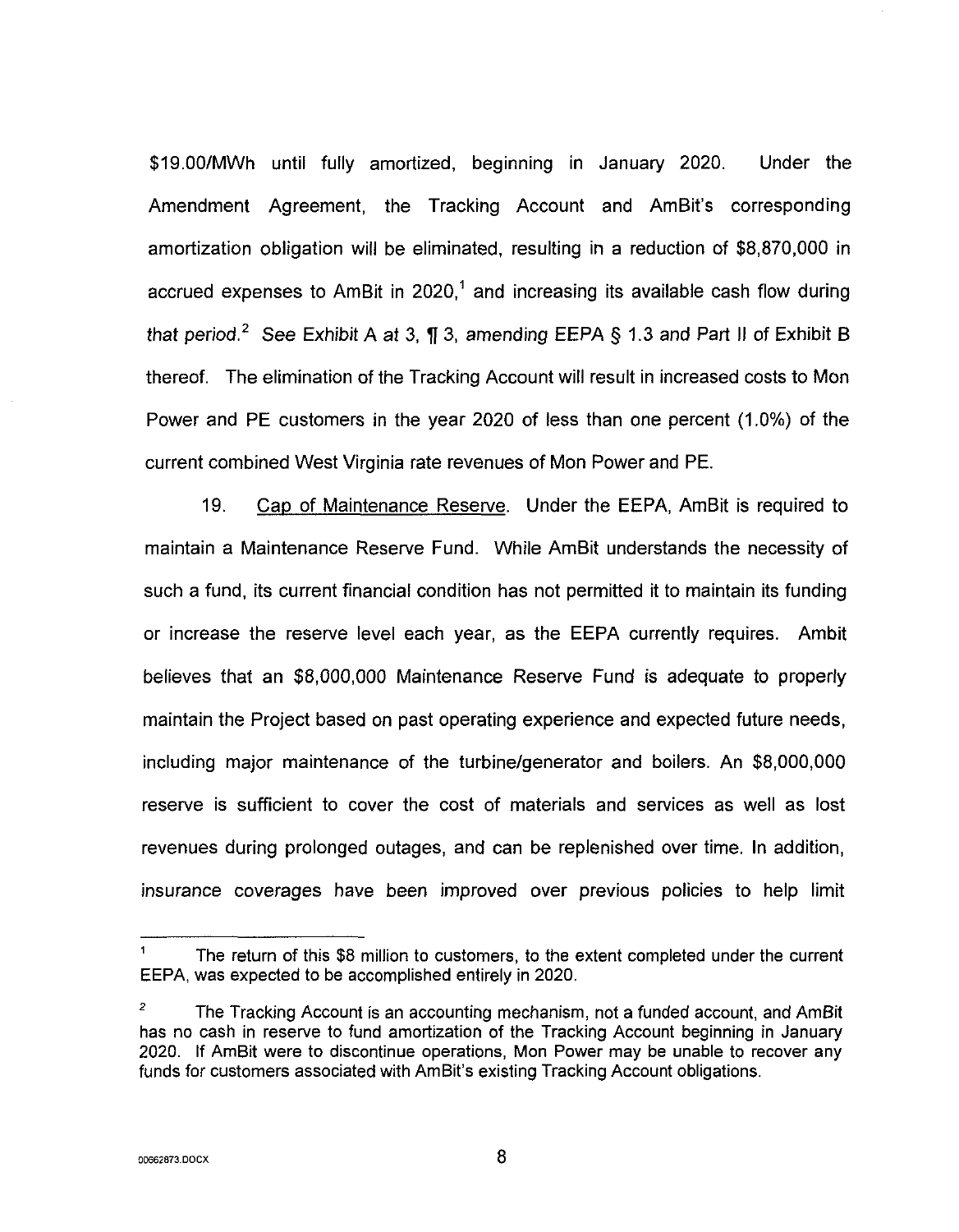$19.00/MWh until fully amortized, beginning in January 2020. Under the Amendment Agreement, the Tracking Account and AmBit's corresponding amortization obligation will be eliminated, resulting in a reduction of $8,870,000 in accrued expenses to AmBit in 2020,[1] and increasing its available cash flow during that period.[2] *See* Exhibit A at 3, ¶ 3, amending EEPA § 1.3 and Part II of Exhibit B thereof. The elimination of the Tracking Account will result in increased costs to Mon Power and PE customers in the year 2020 of less than one percent (1.0%) of the current combined West Virginia rate revenues of Mon Power and PE.

19. Cap of Maintenance Reserve. Under the EEPA, AmBit is required to maintain a Maintenance Reserve Fund. While AmBit understands the necessity of such a fund, its current financial condition has not permitted it to maintain its funding or increase the reserve level each year, as the EEPA currently requires. Ambit believes that an $8,000,000 Maintenance Reserve Fund is adequate to properly maintain the Project based on past operating experience and expected future needs, including major maintenance of the turbine/generator and boilers. An $8,000,000 reserve is sufficient to cover the cost of materials and services as well as lost revenues during prolonged outages, and can be replenished over time. In addition, insurance coverages have been improved over previous policies to help limit

---

[1] The return of this $8 million to customers, to the extent completed under the current EEPA, was expected to be accomplished entirely in 2020.

[2] The Tracking Account is an accounting mechanism, not a funded account, and AmBit has no cash in reserve to fund amortization of the Tracking Account beginning in January 2020. If AmBit were to discontinue operations, Mon Power may be unable to recover any funds for customers associated with AmBit's existing Tracking Account obligations.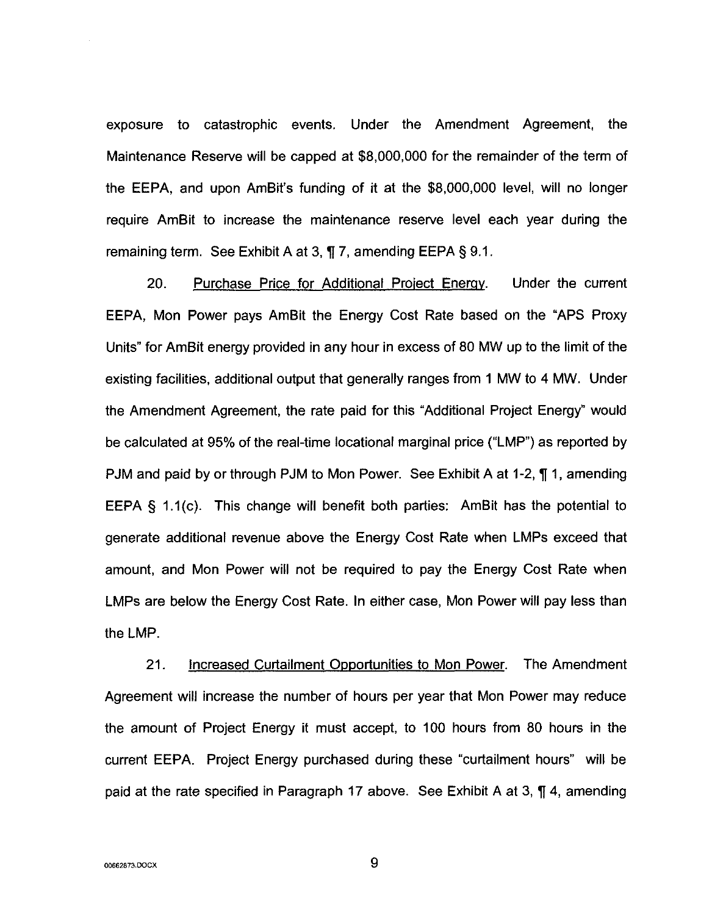exposure to catastrophic events. Under the Amendment Agreement, the Maintenance Reserve will be capped at $8,000,000 for the remainder of the term of the EEPA, and upon AmBit's funding of it at the $8,000,000 level, will no longer require AmBit to increase the maintenance reserve level each year during the remaining term. See Exhibit A at 3, ¶ 7, amending EEPA § 9.1.

20. Purchase Price for Additional Project Energy. Under the current EEPA, Mon Power pays AmBit the Energy Cost Rate based on the "APS Proxy Units" for AmBit energy provided in any hour in excess of 80 MW up to the limit of the existing facilities, additional output that generally ranges from 1 MW to 4 MW. Under the Amendment Agreement, the rate paid for this "Additional Project Energy" would be calculated at 95% of the real-time locational marginal price ("LMP") as reported by PJM and paid by or through PJM to Mon Power. See Exhibit A at 1-2, ¶ 1, amending EEPA § 1.1(c). This change will benefit both parties: AmBit has the potential to generate additional revenue above the Energy Cost Rate when LMPs exceed that amount, and Mon Power will not be required to pay the Energy Cost Rate when LMPs are below the Energy Cost Rate. In either case, Mon Power will pay less than the LMP.

21. Increased Curtailment Opportunities to Mon Power. The Amendment Agreement will increase the number of hours per year that Mon Power may reduce the amount of Project Energy it must accept, to 100 hours from 80 hours in the current EEPA. Project Energy purchased during these "curtailment hours" will be paid at the rate specified in Paragraph 17 above. See Exhibit A at 3, ¶ 4, amending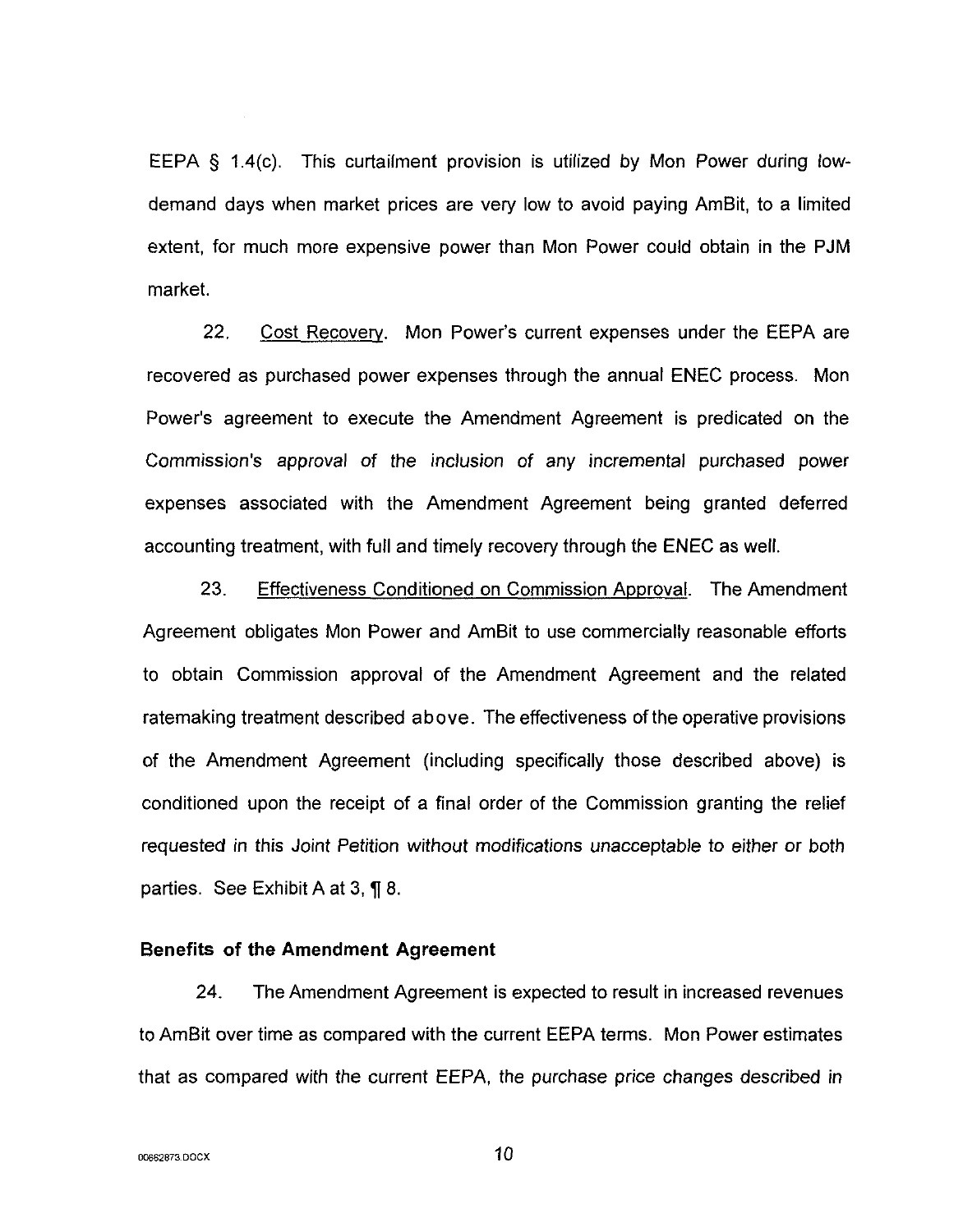EEPA § 1.4(c). This curtailment provision is utilized by Mon Power during low-demand days when market prices are very low to avoid paying AmBit, to a limited extent, for much more expensive power than Mon Power could obtain in the PJM market.

22. Cost Recovery. Mon Power's current expenses under the EEPA are recovered as purchased power expenses through the annual ENEC process. Mon Power's agreement to execute the Amendment Agreement is predicated on the Commission's approval of the inclusion of any incremental purchased power expenses associated with the Amendment Agreement being granted deferred accounting treatment, with full and timely recovery through the ENEC as well.

23. Effectiveness Conditioned on Commission Approval. The Amendment Agreement obligates Mon Power and AmBit to use commercially reasonable efforts to obtain Commission approval of the Amendment Agreement and the related ratemaking treatment described above. The effectiveness of the operative provisions of the Amendment Agreement (including specifically those described above) is conditioned upon the receipt of a final order of the Commission granting the relief requested in this Joint Petition without modifications unacceptable to either or both parties. See Exhibit A at 3, ¶ 8.

**Benefits of the Amendment Agreement**

24. The Amendment Agreement is expected to result in increased revenues to AmBit over time as compared with the current EEPA terms. Mon Power estimates that as compared with the current EEPA, the purchase price changes described in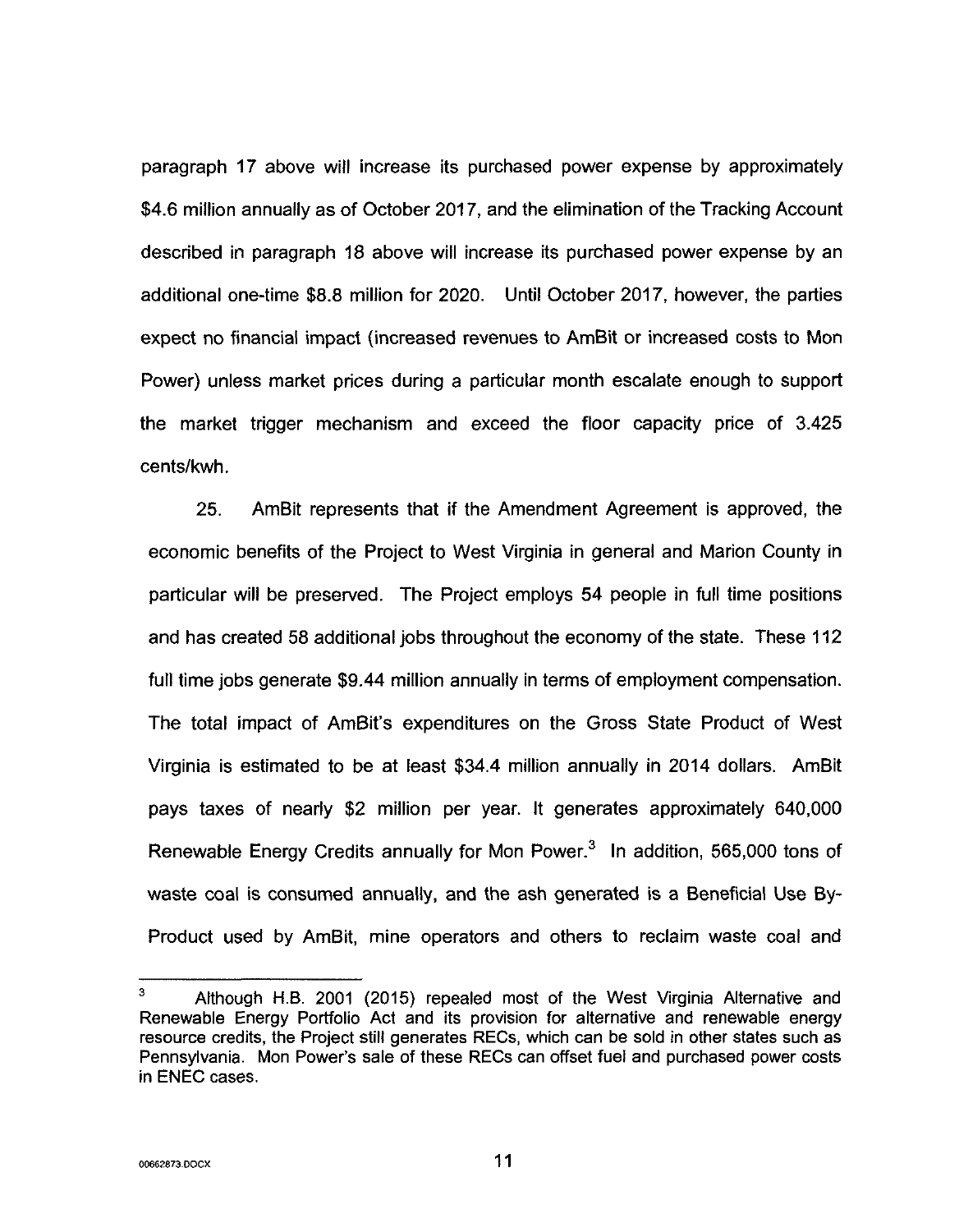paragraph 17 above will increase its purchased power expense by approximately $4.6 million annually as of October 2017, and the elimination of the Tracking Account described in paragraph 18 above will increase its purchased power expense by an additional one-time $8.8 million for 2020. Until October 2017, however, the parties expect no financial impact (increased revenues to AmBit or increased costs to Mon Power) unless market prices during a particular month escalate enough to support the market trigger mechanism and exceed the floor capacity price of 3.425 cents/kwh.

25. AmBit represents that if the Amendment Agreement is approved, the economic benefits of the Project to West Virginia in general and Marion County in particular will be preserved. The Project employs 54 people in full time positions and has created 58 additional jobs throughout the economy of the state. These 112 full time jobs generate $9.44 million annually in terms of employment compensation. The total impact of AmBit's expenditures on the Gross State Product of West Virginia is estimated to be at least $34.4 million annually in 2014 dollars. AmBit pays taxes of nearly $2 million per year. It generates approximately 640,000 Renewable Energy Credits annually for Mon Power.[3] In addition, 565,000 tons of waste coal is consumed annually, and the ash generated is a Beneficial Use By-Product used by AmBit, mine operators and others to reclaim waste coal and

---

[3] Although H.B. 2001 (2015) repealed most of the West Virginia Alternative and Renewable Energy Portfolio Act and its provision for alternative and renewable energy resource credits, the Project still generates RECs, which can be sold in other states such as Pennsylvania. Mon Power's sale of these RECs can offset fuel and purchased power costs in ENEC cases.

00662873.DOCX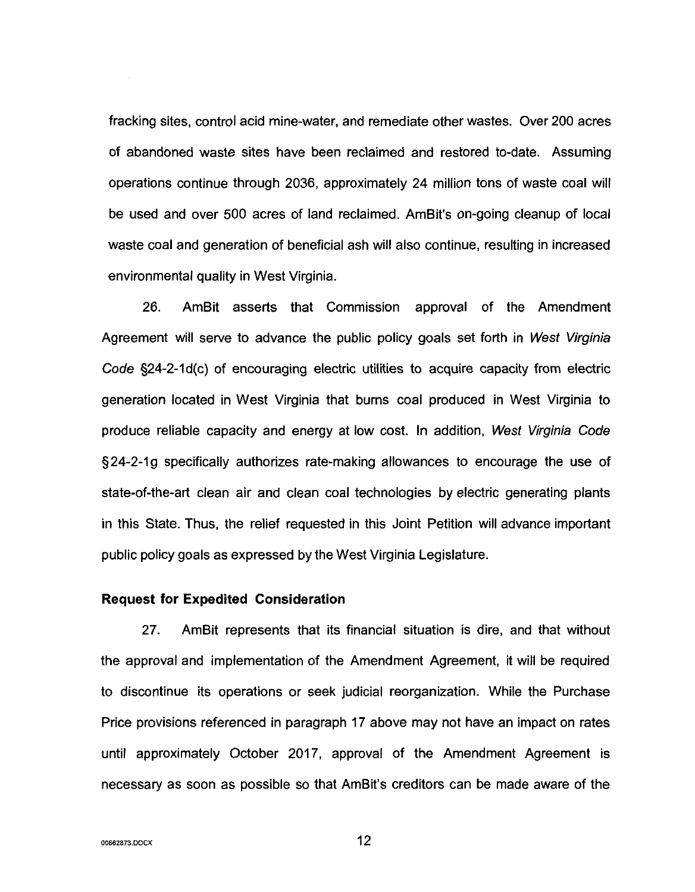fracking sites, control acid mine-water, and remediate other wastes. Over 200 acres of abandoned waste sites have been reclaimed and restored to-date. Assuming operations continue through 2036, approximately 24 million tons of waste coal will be used and over 500 acres of land reclaimed. AmBit's on-going cleanup of local waste coal and generation of beneficial ash will also continue, resulting in increased environmental quality in West Virginia.

26. AmBit asserts that Commission approval of the Amendment Agreement will serve to advance the public policy goals set forth in *West Virginia Code* §24-2-1d(c) of encouraging electric utilities to acquire capacity from electric generation located in West Virginia that burns coal produced in West Virginia to produce reliable capacity and energy at low cost. In addition, *West Virginia Code* §24-2-1g specifically authorizes rate-making allowances to encourage the use of state-of-the-art clean air and clean coal technologies by electric generating plants in this State. Thus, the relief requested in this Joint Petition will advance important public policy goals as expressed by the West Virginia Legislature.

**Request for Expedited Consideration**

27. AmBit represents that its financial situation is dire, and that without the approval and implementation of the Amendment Agreement, it will be required to discontinue its operations or seek judicial reorganization. While the Purchase Price provisions referenced in paragraph 17 above may not have an impact on rates until approximately October 2017, approval of the Amendment Agreement is necessary as soon as possible so that AmBit's creditors can be made aware of the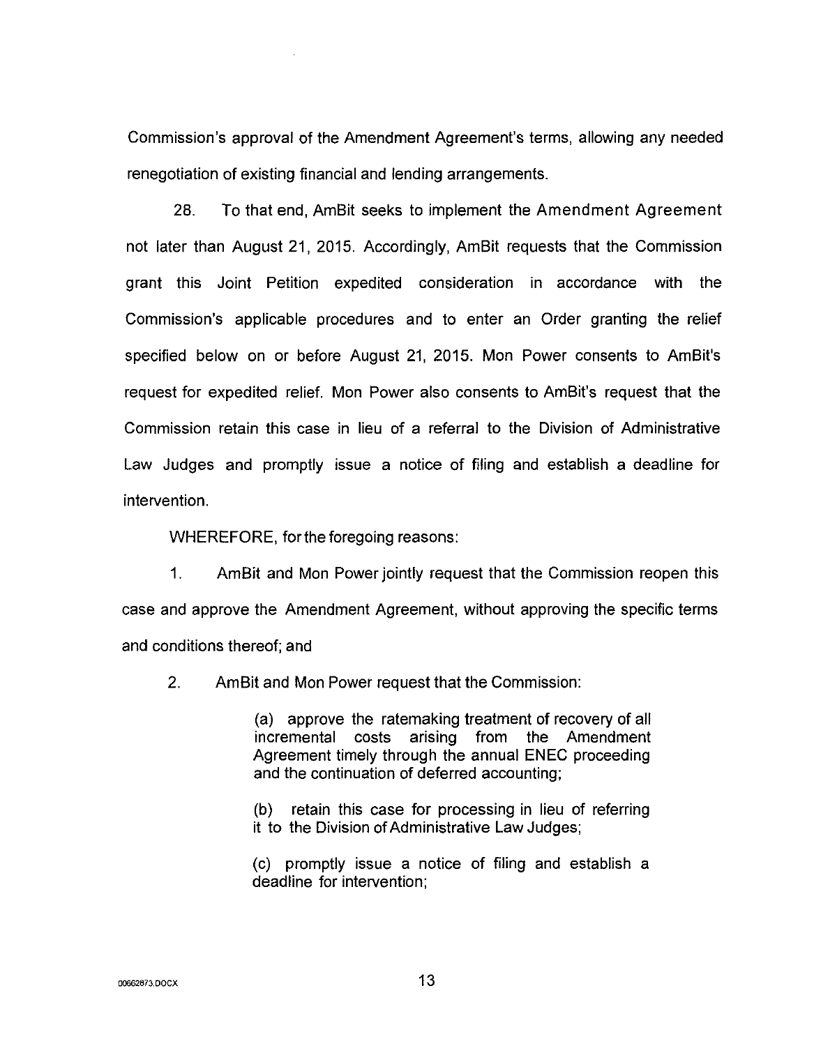Commission's approval of the Amendment Agreement's terms, allowing any needed renegotiation of existing financial and lending arrangements.

28. To that end, AmBit seeks to implement the Amendment Agreement not later than August 21, 2015. Accordingly, AmBit requests that the Commission grant this Joint Petition expedited consideration in accordance with the Commission's applicable procedures and to enter an Order granting the relief specified below on or before August 21, 2015. Mon Power consents to AmBit's request for expedited relief. Mon Power also consents to AmBit's request that the Commission retain this case in lieu of a referral to the Division of Administrative Law Judges and promptly issue a notice of filing and establish a deadline for intervention.

WHEREFORE, for the foregoing reasons:

1. AmBit and Mon Power jointly request that the Commission reopen this case and approve the Amendment Agreement, without approving the specific terms and conditions thereof; and

2. AmBit and Mon Power request that the Commission:

> (a) approve the ratemaking treatment of recovery of all incremental costs arising from the Amendment Agreement timely through the annual ENEC proceeding and the continuation of deferred accounting;
>
> (b) retain this case for processing in lieu of referring it to the Division of Administrative Law Judges;
>
> (c) promptly issue a notice of filing and establish a deadline for intervention;

00662873.DOCX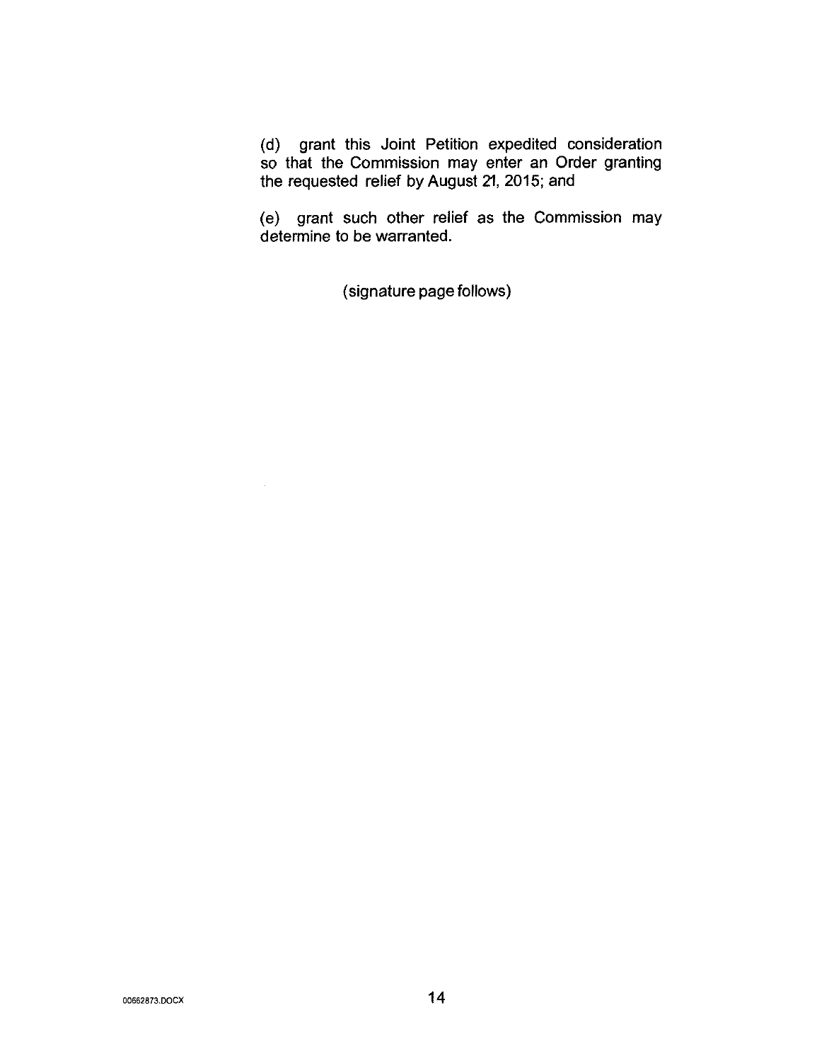(d) grant this Joint Petition expedited consideration so that the Commission may enter an Order granting the requested relief by August 21, 2015; and

(e) grant such other relief as the Commission may determine to be warranted.

(signature page follows)

00662873.DOCX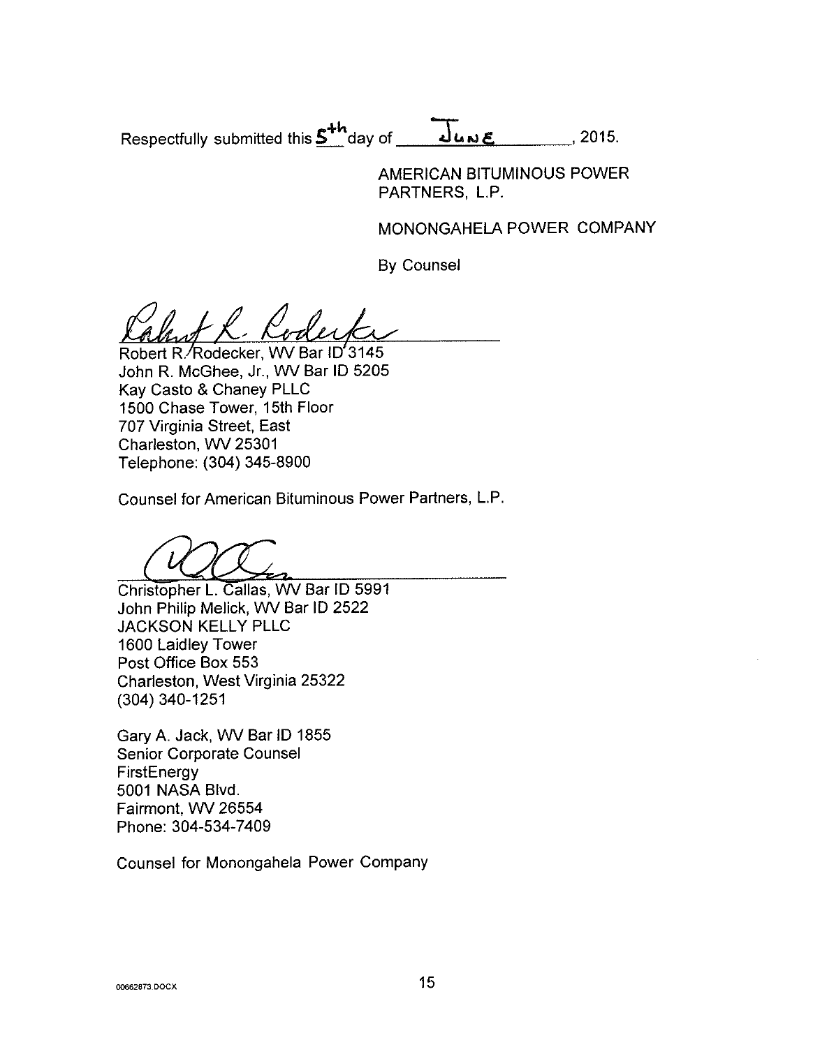Respectfully submitted this 5th day of June, 2015.

AMERICAN BITUMINOUS POWER PARTNERS, L.P.

MONONGAHELA POWER COMPANY

By Counsel

Robert R. Rodecker, WV Bar ID 3145
John R. McGhee, Jr., WV Bar ID 5205
Kay Casto & Chaney PLLC
1500 Chase Tower, 15th Floor
707 Virginia Street, East
Charleston, WV 25301
Telephone: (304) 345-8900

Counsel for American Bituminous Power Partners, L.P.

Christopher L. Callas, WV Bar ID 5991
John Philip Melick, WV Bar ID 2522
JACKSON KELLY PLLC
1600 Laidley Tower
Post Office Box 553
Charleston, West Virginia 25322
(304) 340-1251

Gary A. Jack, WV Bar ID 1855
Senior Corporate Counsel
FirstEnergy
5001 NASA Blvd.
Fairmont, WV 26554
Phone: 304-534-7409

Counsel for Monongahela Power Company

00662873.DOCX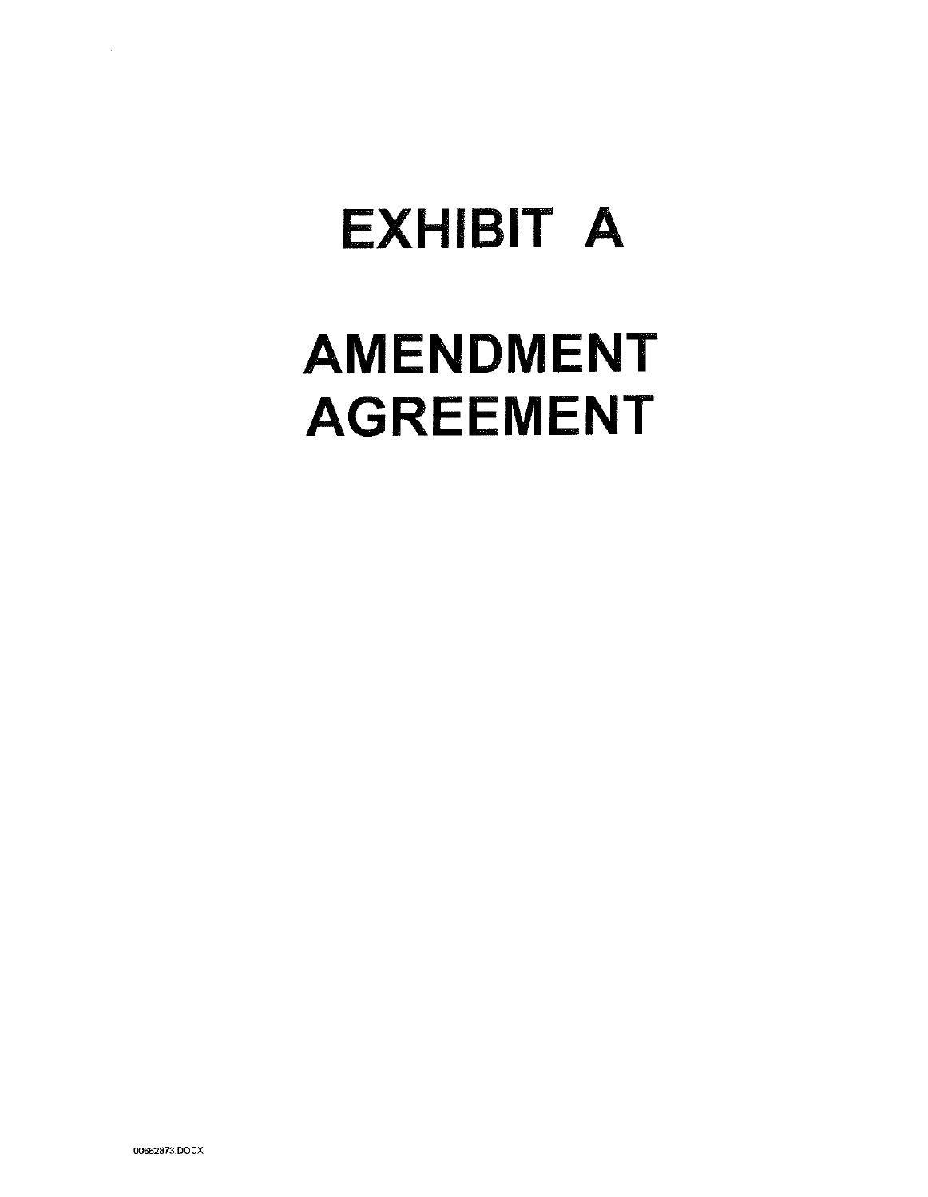# EXHIBIT A

# AMENDMENT AGREEMENT

00662873.DOCX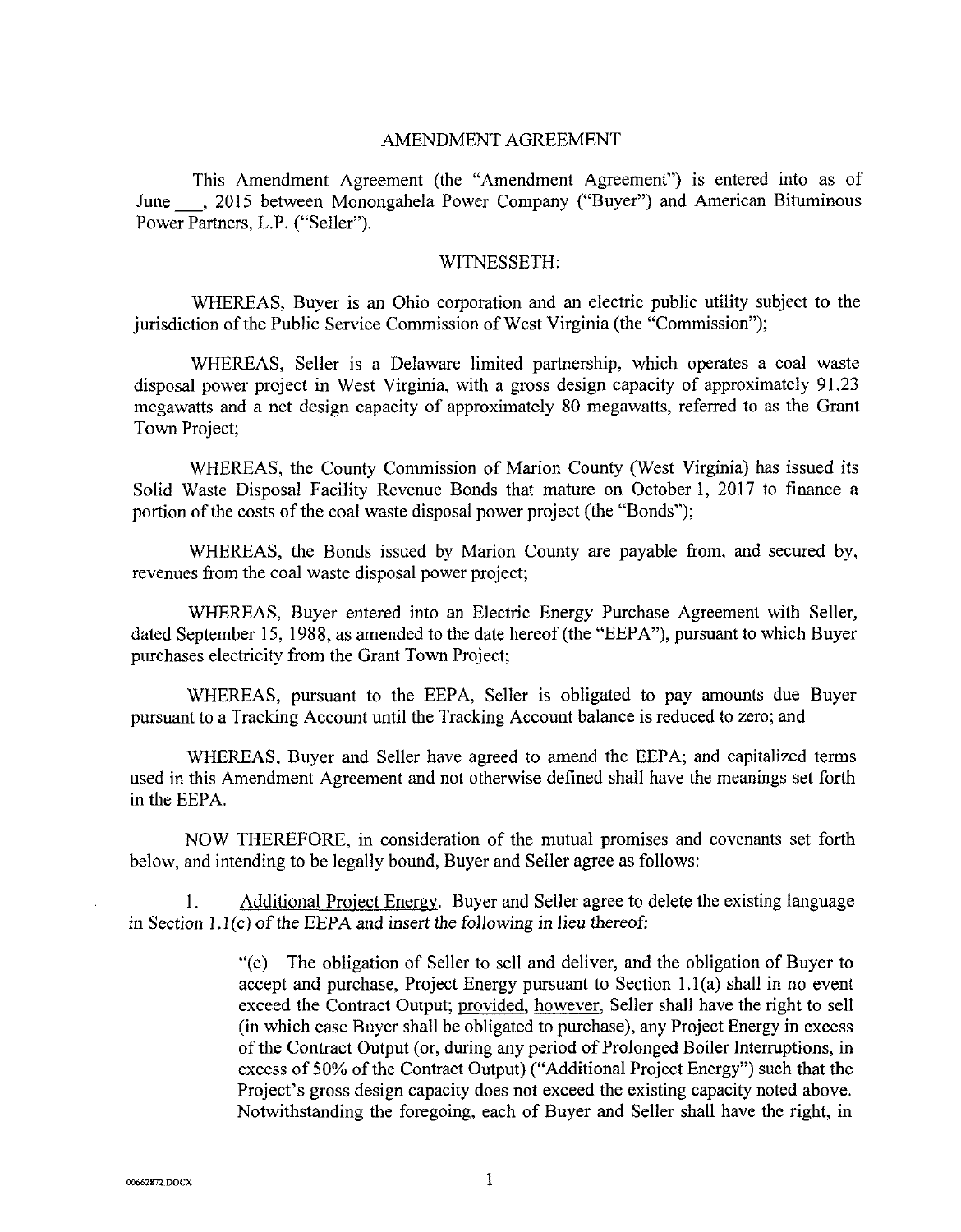# AMENDMENT AGREEMENT

This Amendment Agreement (the "Amendment Agreement") is entered into as of June ___, 2015 between Monongahela Power Company ("Buyer") and American Bituminous Power Partners, L.P. ("Seller").

## WITNESSETH:

WHEREAS, Buyer is an Ohio corporation and an electric public utility subject to the jurisdiction of the Public Service Commission of West Virginia (the "Commission");

WHEREAS, Seller is a Delaware limited partnership, which operates a coal waste disposal power project in West Virginia, with a gross design capacity of approximately 91.23 megawatts and a net design capacity of approximately 80 megawatts, referred to as the Grant Town Project;

WHEREAS, the County Commission of Marion County (West Virginia) has issued its Solid Waste Disposal Facility Revenue Bonds that mature on October 1, 2017 to finance a portion of the costs of the coal waste disposal power project (the "Bonds");

WHEREAS, the Bonds issued by Marion County are payable from, and secured by, revenues from the coal waste disposal power project;

WHEREAS, Buyer entered into an Electric Energy Purchase Agreement with Seller, dated September 15, 1988, as amended to the date hereof (the "EEPA"), pursuant to which Buyer purchases electricity from the Grant Town Project;

WHEREAS, pursuant to the EEPA, Seller is obligated to pay amounts due Buyer pursuant to a Tracking Account until the Tracking Account balance is reduced to zero; and

WHEREAS, Buyer and Seller have agreed to amend the EEPA; and capitalized terms used in this Amendment Agreement and not otherwise defined shall have the meanings set forth in the EEPA.

NOW THEREFORE, in consideration of the mutual promises and covenants set forth below, and intending to be legally bound, Buyer and Seller agree as follows:

1. Additional Project Energy. Buyer and Seller agree to delete the existing language in Section 1.1(c) of the EEPA and insert the following in lieu thereof:

> "(c) The obligation of Seller to sell and deliver, and the obligation of Buyer to accept and purchase, Project Energy pursuant to Section 1.1(a) shall in no event exceed the Contract Output; provided, however, Seller shall have the right to sell (in which case Buyer shall be obligated to purchase), any Project Energy in excess of the Contract Output (or, during any period of Prolonged Boiler Interruptions, in excess of 50% of the Contract Output) ("Additional Project Energy") such that the Project's gross design capacity does not exceed the existing capacity noted above. Notwithstanding the foregoing, each of Buyer and Seller shall have the right, in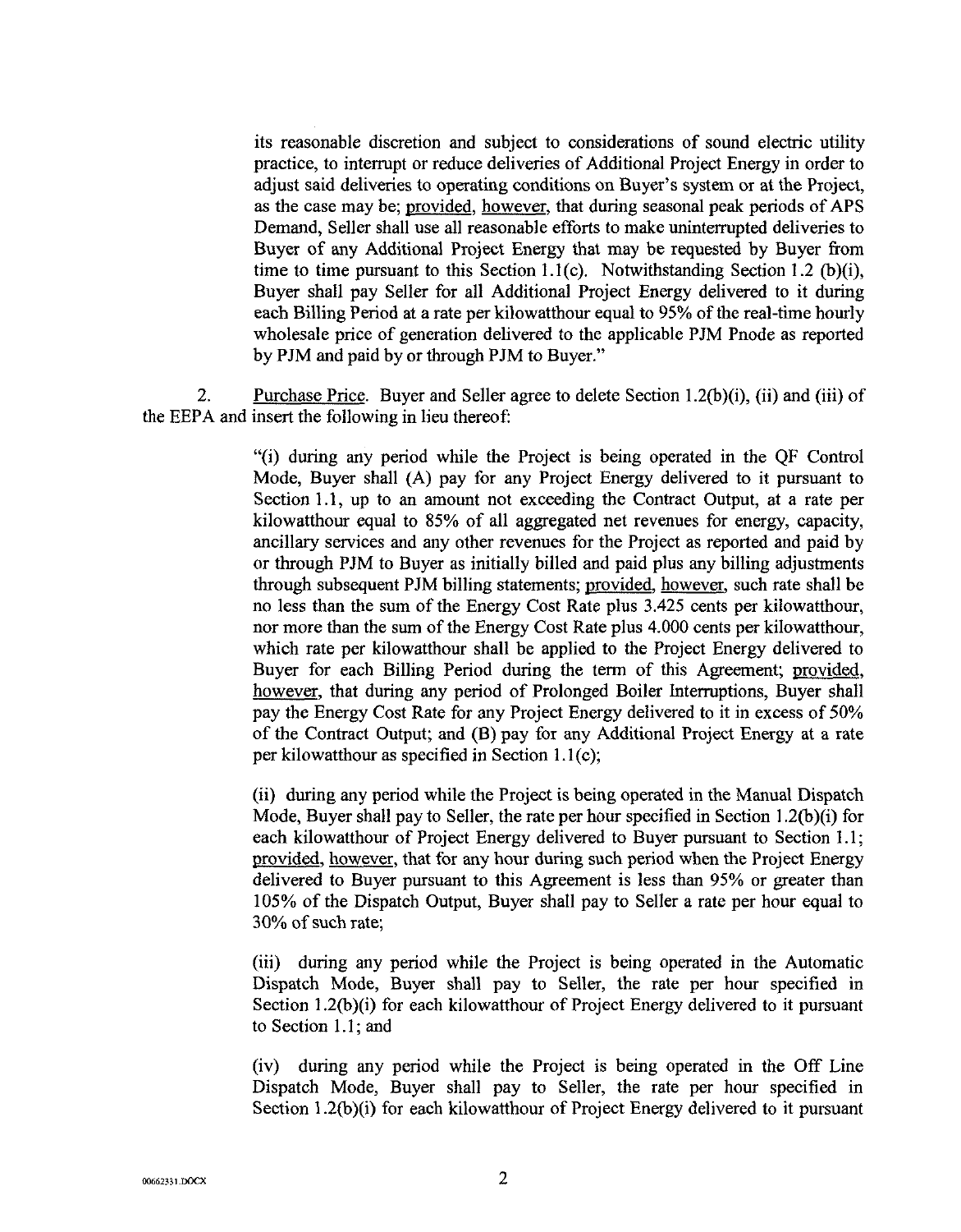its reasonable discretion and subject to considerations of sound electric utility practice, to interrupt or reduce deliveries of Additional Project Energy in order to adjust said deliveries to operating conditions on Buyer's system or at the Project, as the case may be; provided, however, that during seasonal peak periods of APS Demand, Seller shall use all reasonable efforts to make uninterrupted deliveries to Buyer of any Additional Project Energy that may be requested by Buyer from time to time pursuant to this Section 1.1(c). Notwithstanding Section 1.2 (b)(i), Buyer shall pay Seller for all Additional Project Energy delivered to it during each Billing Period at a rate per kilowatthour equal to 95% of the real-time hourly wholesale price of generation delivered to the applicable PJM Pnode as reported by PJM and paid by or through PJM to Buyer."

2. Purchase Price. Buyer and Seller agree to delete Section 1.2(b)(i), (ii) and (iii) of the EEPA and insert the following in lieu thereof:

"(i) during any period while the Project is being operated in the QF Control Mode, Buyer shall (A) pay for any Project Energy delivered to it pursuant to Section 1.1, up to an amount not exceeding the Contract Output, at a rate per kilowatthour equal to 85% of all aggregated net revenues for energy, capacity, ancillary services and any other revenues for the Project as reported and paid by or through PJM to Buyer as initially billed and paid plus any billing adjustments through subsequent PJM billing statements; provided, however, such rate shall be no less than the sum of the Energy Cost Rate plus 3.425 cents per kilowatthour, nor more than the sum of the Energy Cost Rate plus 4.000 cents per kilowatthour, which rate per kilowatthour shall be applied to the Project Energy delivered to Buyer for each Billing Period during the term of this Agreement; provided, however, that during any period of Prolonged Boiler Interruptions, Buyer shall pay the Energy Cost Rate for any Project Energy delivered to it in excess of 50% of the Contract Output; and (B) pay for any Additional Project Energy at a rate per kilowatthour as specified in Section 1.1(c);

(ii) during any period while the Project is being operated in the Manual Dispatch Mode, Buyer shall pay to Seller, the rate per hour specified in Section 1.2(b)(i) for each kilowatthour of Project Energy delivered to Buyer pursuant to Section 1.1; provided, however, that for any hour during such period when the Project Energy delivered to Buyer pursuant to this Agreement is less than 95% or greater than 105% of the Dispatch Output, Buyer shall pay to Seller a rate per hour equal to 30% of such rate;

(iii) during any period while the Project is being operated in the Automatic Dispatch Mode, Buyer shall pay to Seller, the rate per hour specified in Section 1.2(b)(i) for each kilowatthour of Project Energy delivered to it pursuant to Section 1.1; and

(iv) during any period while the Project is being operated in the Off Line Dispatch Mode, Buyer shall pay to Seller, the rate per hour specified in Section 1.2(b)(i) for each kilowatthour of Project Energy delivered to it pursuant

00662331.DOCX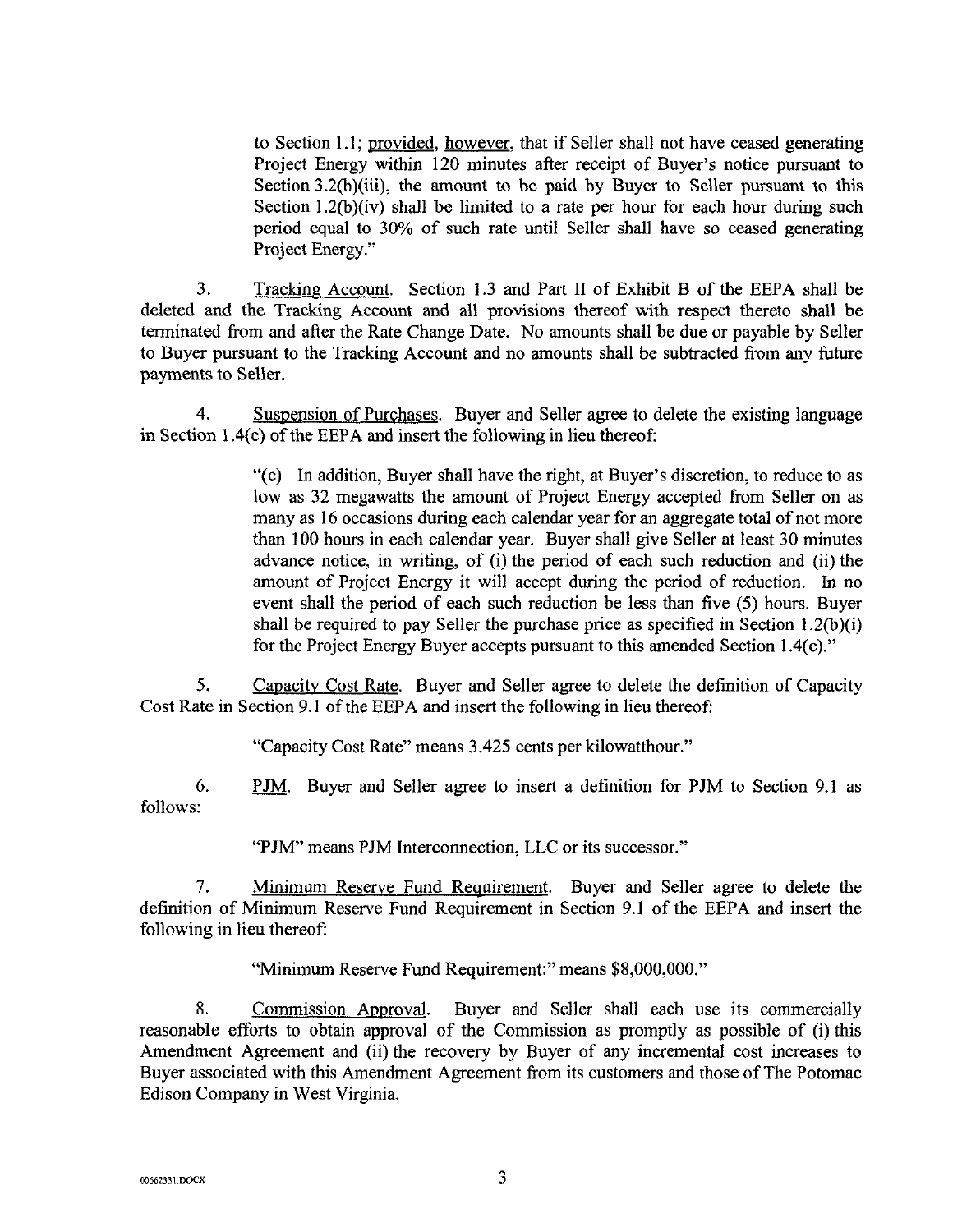to Section 1.1; provided, however, that if Seller shall not have ceased generating Project Energy within 120 minutes after receipt of Buyer's notice pursuant to Section 3.2(b)(iii), the amount to be paid by Buyer to Seller pursuant to this Section 1.2(b)(iv) shall be limited to a rate per hour for each hour during such period equal to 30% of such rate until Seller shall have so ceased generating Project Energy."

3. Tracking Account. Section 1.3 and Part II of Exhibit B of the EEPA shall be deleted and the Tracking Account and all provisions thereof with respect thereto shall be terminated from and after the Rate Change Date. No amounts shall be due or payable by Seller to Buyer pursuant to the Tracking Account and no amounts shall be subtracted from any future payments to Seller.

4. Suspension of Purchases. Buyer and Seller agree to delete the existing language in Section 1.4(c) of the EEPA and insert the following in lieu thereof:

> "(c) In addition, Buyer shall have the right, at Buyer's discretion, to reduce to as low as 32 megawatts the amount of Project Energy accepted from Seller on as many as 16 occasions during each calendar year for an aggregate total of not more than 100 hours in each calendar year. Buyer shall give Seller at least 30 minutes advance notice, in writing, of (i) the period of each such reduction and (ii) the amount of Project Energy it will accept during the period of reduction. In no event shall the period of each such reduction be less than five (5) hours. Buyer shall be required to pay Seller the purchase price as specified in Section 1.2(b)(i) for the Project Energy Buyer accepts pursuant to this amended Section 1.4(c)."

5. Capacity Cost Rate. Buyer and Seller agree to delete the definition of Capacity Cost Rate in Section 9.1 of the EEPA and insert the following in lieu thereof:

> "Capacity Cost Rate" means 3.425 cents per kilowatthour."

6. PJM. Buyer and Seller agree to insert a definition for PJM to Section 9.1 as follows:

> "PJM" means PJM Interconnection, LLC or its successor."

7. Minimum Reserve Fund Requirement. Buyer and Seller agree to delete the definition of Minimum Reserve Fund Requirement in Section 9.1 of the EEPA and insert the following in lieu thereof:

> "Minimum Reserve Fund Requirement:" means $8,000,000."

8. Commission Approval. Buyer and Seller shall each use its commercially reasonable efforts to obtain approval of the Commission as promptly as possible of (i) this Amendment Agreement and (ii) the recovery by Buyer of any incremental cost increases to Buyer associated with this Amendment Agreement from its customers and those of The Potomac Edison Company in West Virginia.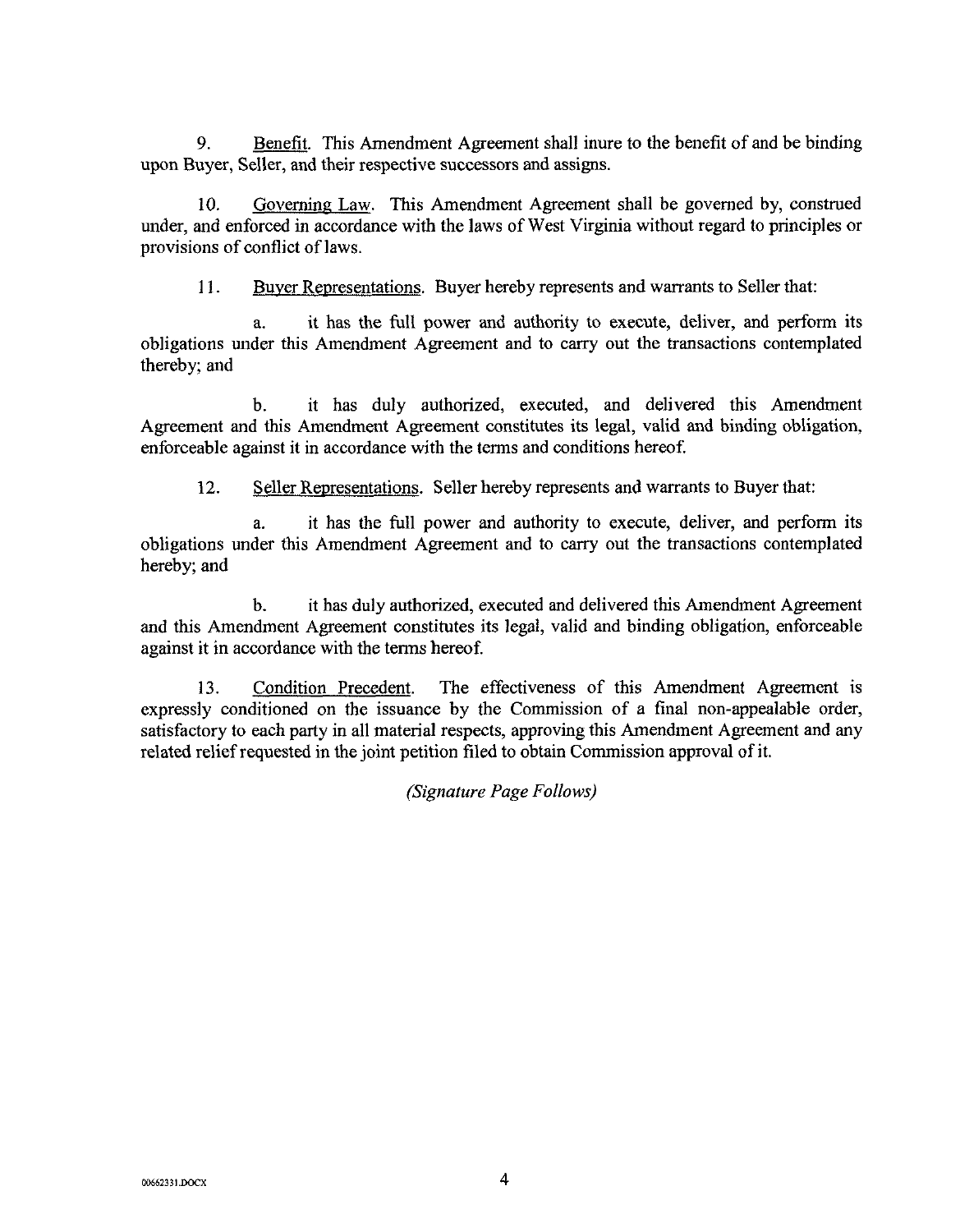9. Benefit. This Amendment Agreement shall inure to the benefit of and be binding upon Buyer, Seller, and their respective successors and assigns.

10. Governing Law. This Amendment Agreement shall be governed by, construed under, and enforced in accordance with the laws of West Virginia without regard to principles or provisions of conflict of laws.

11. Buyer Representations. Buyer hereby represents and warrants to Seller that:

a. it has the full power and authority to execute, deliver, and perform its obligations under this Amendment Agreement and to carry out the transactions contemplated thereby; and

b. it has duly authorized, executed, and delivered this Amendment Agreement and this Amendment Agreement constitutes its legal, valid and binding obligation, enforceable against it in accordance with the terms and conditions hereof.

12. Seller Representations. Seller hereby represents and warrants to Buyer that:

a. it has the full power and authority to execute, deliver, and perform its obligations under this Amendment Agreement and to carry out the transactions contemplated hereby; and

b. it has duly authorized, executed and delivered this Amendment Agreement and this Amendment Agreement constitutes its legal, valid and binding obligation, enforceable against it in accordance with the terms hereof.

13. Condition Precedent. The effectiveness of this Amendment Agreement is expressly conditioned on the issuance by the Commission of a final non-appealable order, satisfactory to each party in all material respects, approving this Amendment Agreement and any related relief requested in the joint petition filed to obtain Commission approval of it.

*(Signature Page Follows)*

00662331.DOCX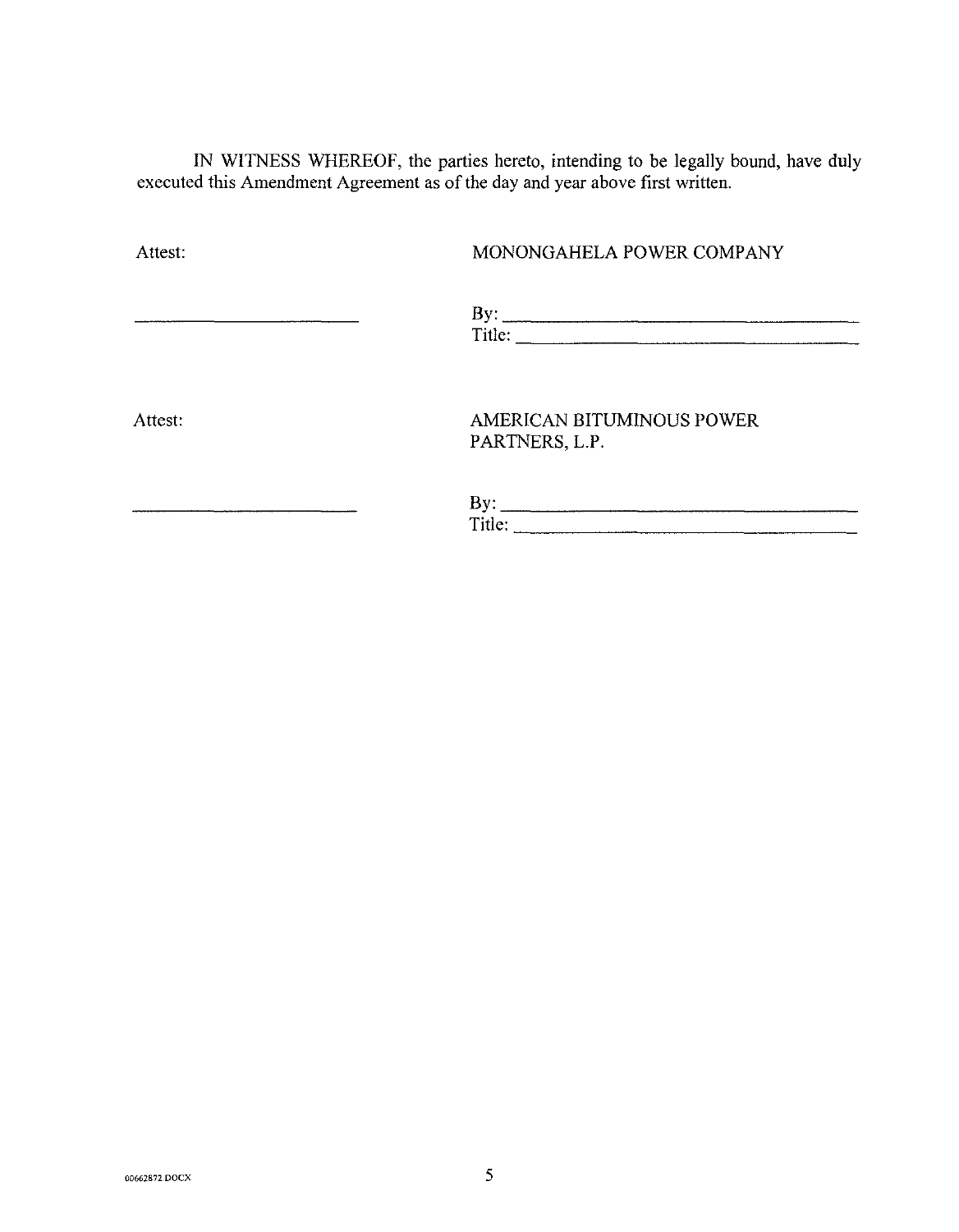IN WITNESS WHEREOF, the parties hereto, intending to be legally bound, have duly executed this Amendment Agreement as of the day and year above first written.

| Attest: | MONONGAHELA POWER COMPANY |
|---|---|
| ______________________ | By: ______________________ |
| | Title: ______________________ |
| Attest: | AMERICAN BITUMINOUS POWER PARTNERS, L.P. |
| ______________________ | By: ______________________ |
| | Title: ______________________ |

00662872 DOCX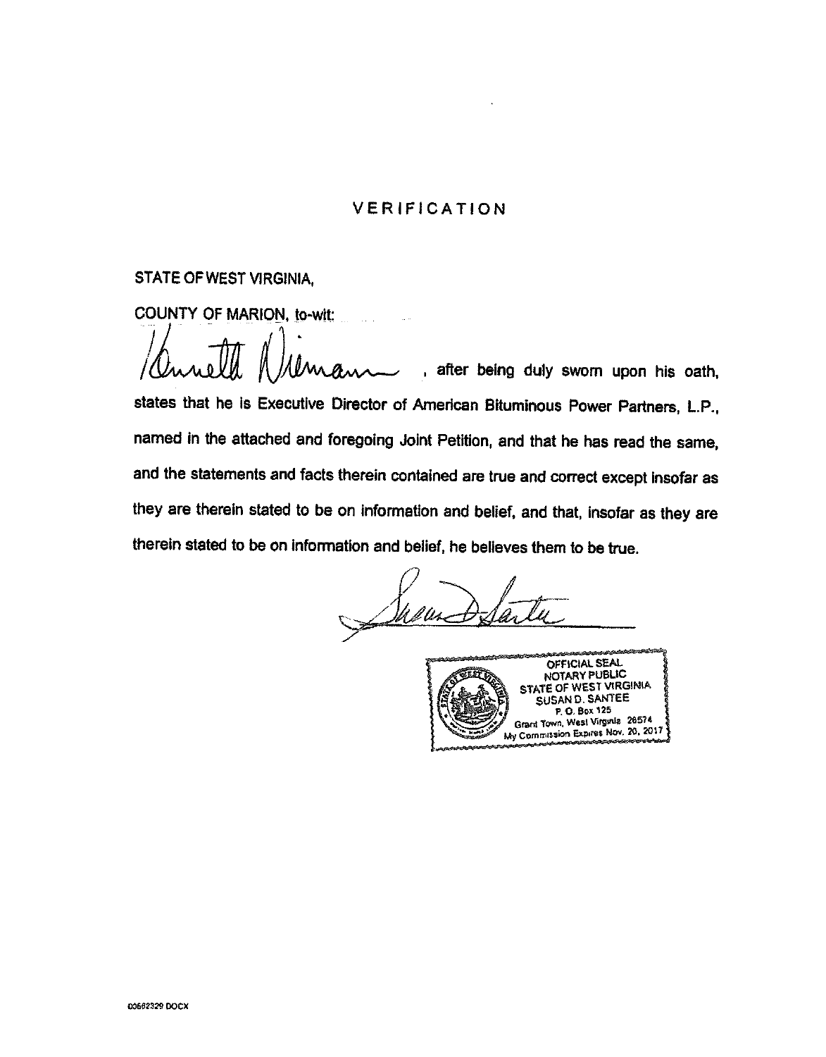# VERIFICATION

STATE OF WEST VIRGINIA,

COUNTY OF MARION, to-wit:

Kenneth Niemann, after being duly sworn upon his oath, states that he is Executive Director of American Bituminous Power Partners, L.P., named in the attached and foregoing Joint Petition, and that he has read the same, and the statements and facts therein contained are true and correct except insofar as they are therein stated to be on information and belief, and that, insofar as they are therein stated to be on information and belief, he believes them to be true.

Susan D. Santee

OFFICIAL SEAL
NOTARY PUBLIC
STATE OF WEST VIRGINIA
SUSAN D. SANTEE
P. O. Box 125
Grant Town, West Virginia 26574
My Commission Expires Nov. 20, 2017

00662329 DOCX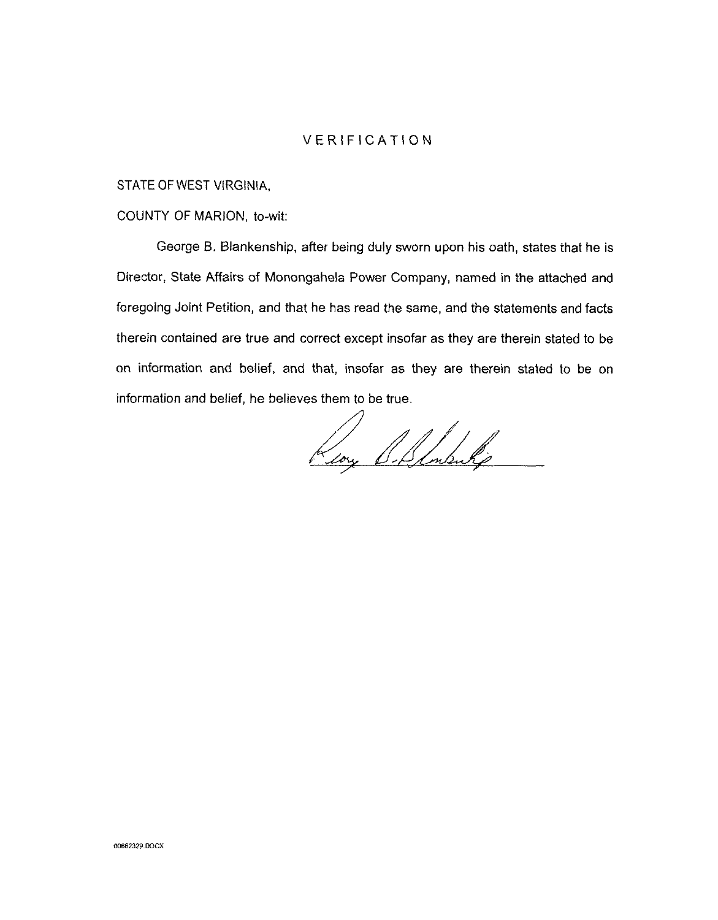# VERIFICATION

STATE OF WEST VIRGINIA,

COUNTY OF MARION, to-wit:

George B. Blankenship, after being duly sworn upon his oath, states that he is Director, State Affairs of Monongahela Power Company, named in the attached and foregoing Joint Petition, and that he has read the same, and the statements and facts therein contained are true and correct except insofar as they are therein stated to be on information and belief, and that, insofar as they are therein stated to be on information and belief, he believes them to be true.

00662329.DOCX